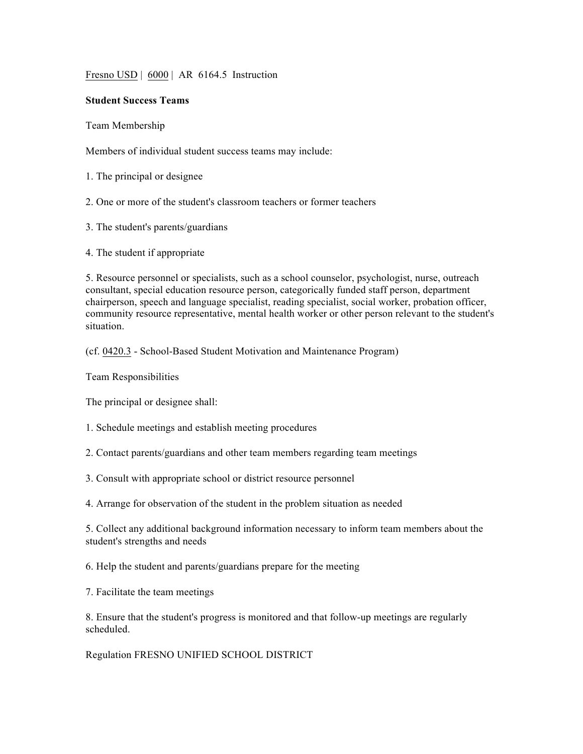Fresno USD | 6000 | AR 6164.5 Instruction

**Student Success Teams**

Team Membership

Members of individual student success teams may include:

1. The principal or designee

2. One or more of the student's classroom teachers or former teachers

3. The student's parents/guardians

4. The student if appropriate

5. Resource personnel or specialists, such as a school counselor, psychologist, nurse, outreach consultant, special education resource person, categorically funded staff person, department chairperson, speech and language specialist, reading specialist, social worker, probation officer, community resource representative, mental health worker or other person relevant to the student's situation.

(cf. 0420.3 - School-Based Student Motivation and Maintenance Program)

Team Responsibilities

The principal or designee shall:

1. Schedule meetings and establish meeting procedures

2. Contact parents/guardians and other team members regarding team meetings

3. Consult with appropriate school or district resource personnel

4. Arrange for observation of the student in the problem situation as needed

5. Collect any additional background information necessary to inform team members about the student's strengths and needs

6. Help the student and parents/guardians prepare for the meeting

7. Facilitate the team meetings

8. Ensure that the student's progress is monitored and that follow-up meetings are regularly scheduled.

Regulation FRESNO UNIFIED SCHOOL DISTRICT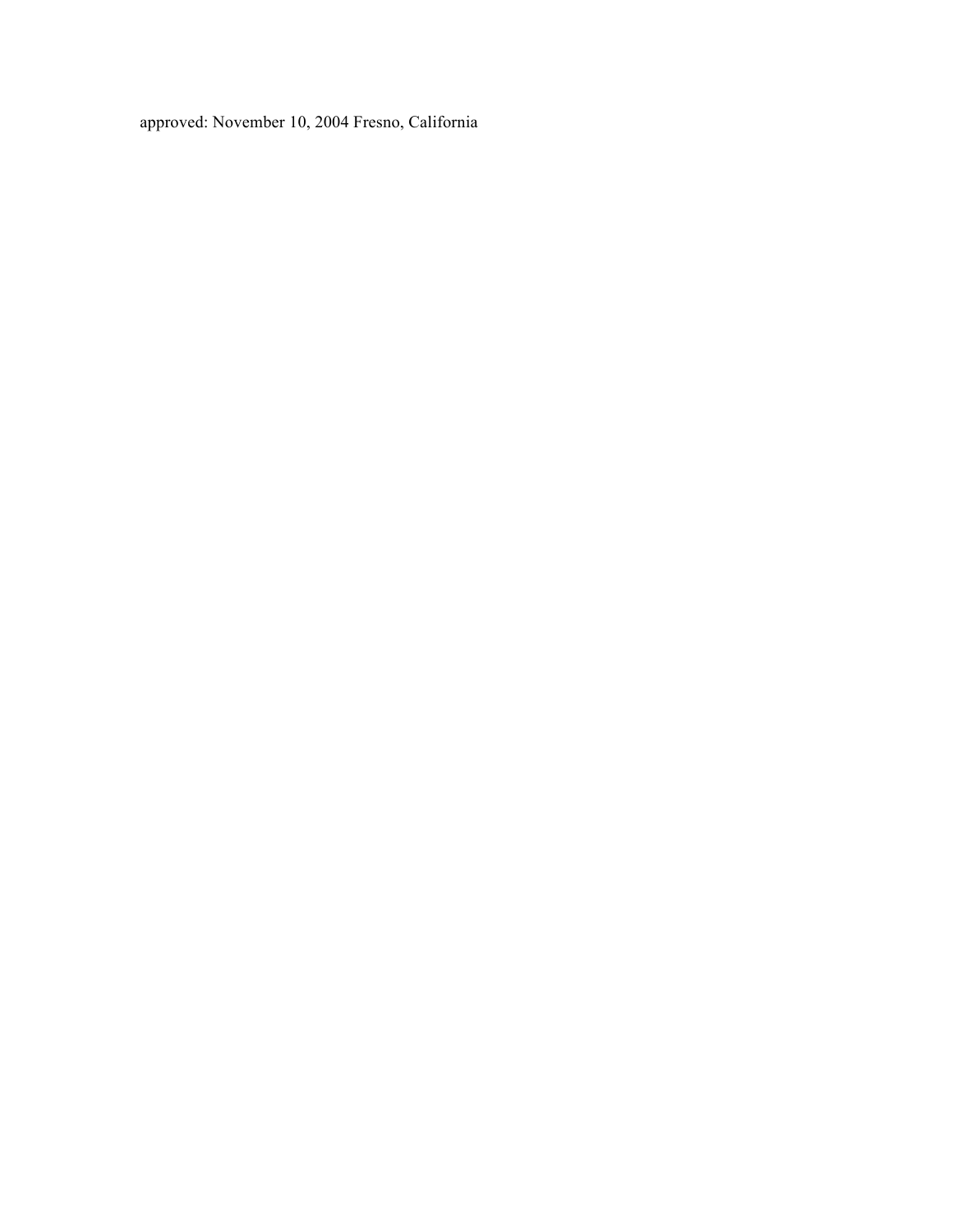approved: November 10, 2004 Fresno, California